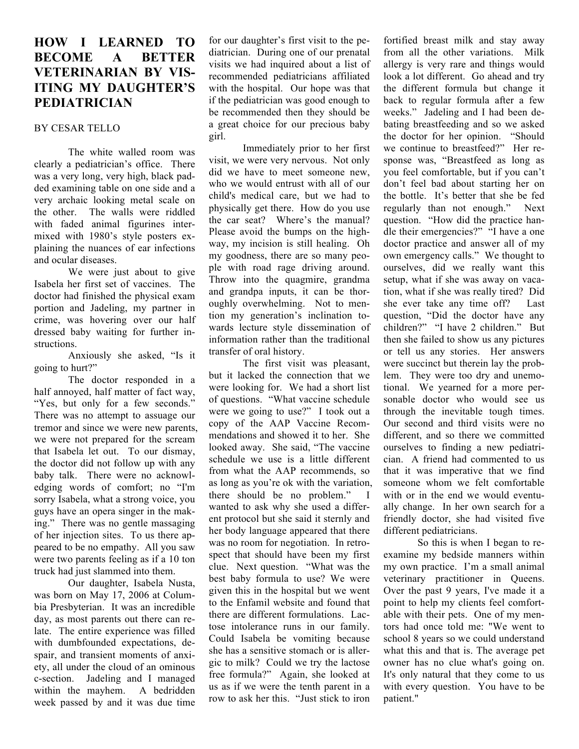# HOW I LEARNED TO BECOME A BETTER VETERINARIAN BY VISITING MY DAUGHTER'S PEDIATRICIAN

BY CESAR TELLO

The white walled room was clearly a pediatrician's office. There was a very long, very high, black padded examining table on one side and a very archaic looking metal scale on the other. The walls were riddled with faded animal figurines intermixed with 1980's style posters explaining the nuances of ear infections and ocular diseases.

We were just about to give Isabela her first set of vaccines. The doctor had finished the physical exam portion and Jadeling, my partner in crime, was hovering over our half dressed baby waiting for further instructions.

Anxiously she asked, "Is it going to hurt?"

The doctor responded in a half annoyed, half matter of fact way, "Yes, but only for a few seconds." There was no attempt to assuage our tremor and since we were new parents, we were not prepared for the scream that Isabela let out. To our dismay, the doctor did not follow up with any baby talk. There were no acknowledging words of comfort; no "I'm sorry Isabela, what a strong voice, you guys have an opera singer in the making." There was no gentle massaging of her injection sites. To us there appeared to be no empathy. All you saw were two parents feeling as if a 10 ton truck had just slammed into them.

Our daughter, Isabela Nusta, was born on May 17, 2006 at Columbia Presbyterian. It was an incredible day, as most parents out there can relate. The entire experience was filled with dumbfounded expectations, despair, and transient moments of anxiety, all under the cloud of an ominous c-section. Jadeling and I managed within the mayhem. A bedridden week passed by and it was due time for our daughter's first visit to the pediatrician. During one of our prenatal visits we had inquired about a list of recommended pediatricians affiliated with the hospital. Our hope was that if the pediatrician was good enough to be recommended then they should be a great choice for our precious baby girl.

Immediately prior to her first visit, we were very nervous. Not only did we have to meet someone new, who we would entrust with all of our child's medical care, but we had to physically get there. How do you use the car seat? Where's the manual? Please avoid the bumps on the highway, my incision is still healing. Oh my goodness, there are so many people with road rage driving around. Throw into the quagmire, grandma and grandpa inputs, it can be thoroughly overwhelming. Not to mention my generation's inclination towards lecture style dissemination of information rather than the traditional transfer of oral history.

The first visit was pleasant, but it lacked the connection that we were looking for. We had a short list of questions. "What vaccine schedule were we going to use?" I took out a copy of the AAP Vaccine Recommendations and showed it to her. She looked away. She said, "The vaccine schedule we use is a little different from what the AAP recommends, so as long as you're ok with the variation, there should be no problem." I wanted to ask why she used a different protocol but she said it sternly and her body language appeared that there was no room for negotiation. In retrospect that should have been my first clue. Next question. "What was the best baby formula to use? We were given this in the hospital but we went to the Enfamil website and found that there are different formulations. Lactose intolerance runs in our family. Could Isabela be vomiting because she has a sensitive stomach or is allergic to milk? Could we try the lactose free formula?" Again, she looked at us as if we were the tenth parent in a row to ask her this. "Just stick to iron fortified breast milk and stay away from all the other variations. Milk allergy is very rare and things would look a lot different. Go ahead and try the different formula but change it back to regular formula after a few weeks." Jadeling and I had been debating breastfeeding and so we asked the doctor for her opinion. "Should we continue to breastfeed?" Her response was, "Breastfeed as long as you feel comfortable, but if you can't don't feel bad about starting her on the bottle. It's better that she be fed regularly than not enough." Next question. "How did the practice handle their emergencies?" "I have a one doctor practice and answer all of my own emergency calls." We thought to ourselves, did we really want this setup, what if she was away on vacation, what if she was really tired? Did she ever take any time off? Last question, "Did the doctor have any children?" "I have 2 children." But then she failed to show us any pictures or tell us any stories. Her answers were succinct but therein lay the problem. They were too dry and unemotional. We yearned for a more personable doctor who would see us through the inevitable tough times. Our second and third visits were no different, and so there we committed ourselves to finding a new pediatrician. A friend had commented to us that it was imperative that we find someone whom we felt comfortable with or in the end we would eventually change. In her own search for a friendly doctor, she had visited five different pediatricians.

So this is when I began to reexamine my bedside manners within my own practice. I'm a small animal veterinary practitioner in Queens. Over the past 9 years, I've made it a point to help my clients feel comfortable with their pets. One of my mentors had once told me: "We went to school 8 years so we could understand what this and that is. The average pet owner has no clue what's going on. It's only natural that they come to us with every question. You have to be patient."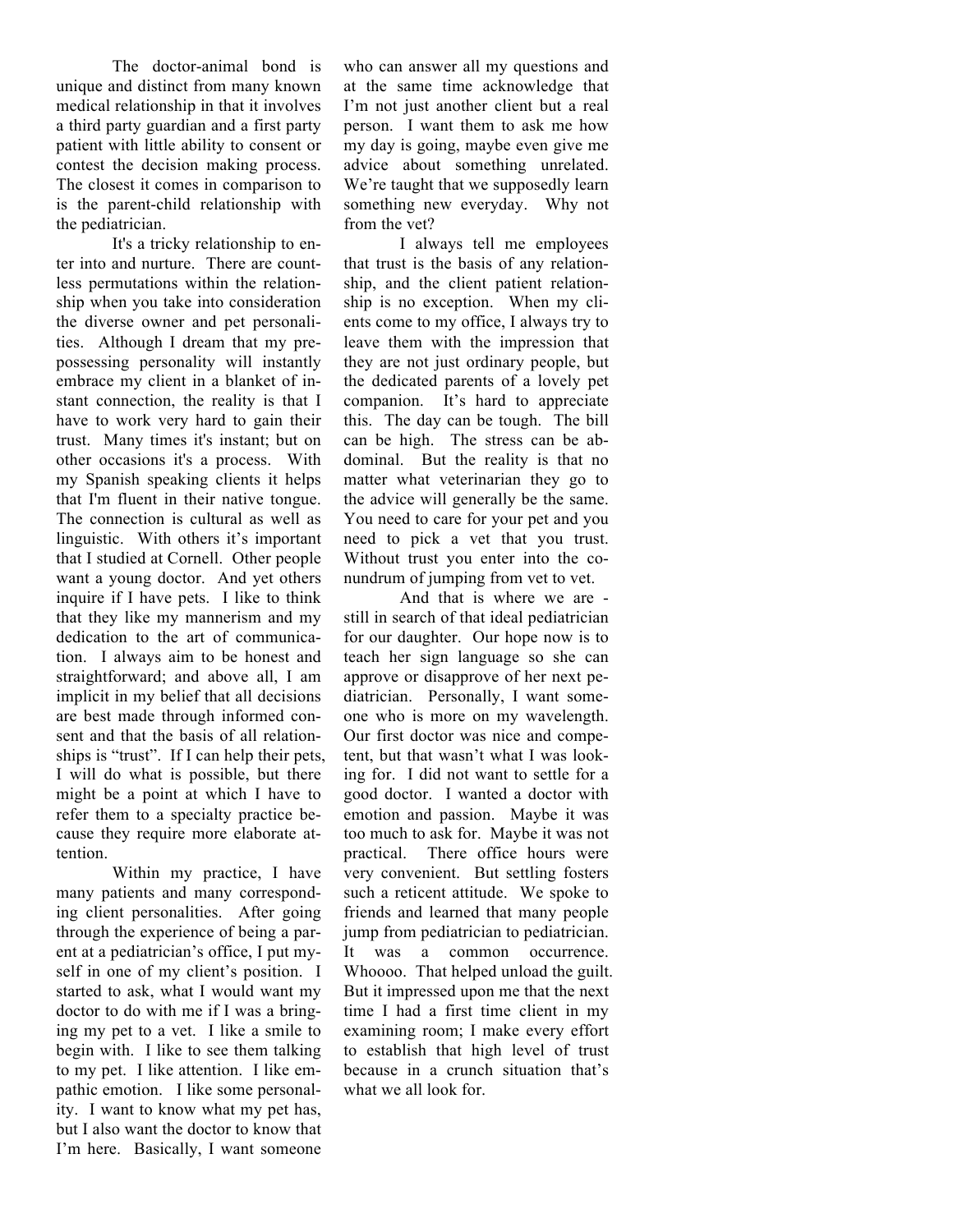The doctor-animal bond is unique and distinct from many known medical relationship in that it involves a third party guardian and a first party patient with little ability to consent or contest the decision making process. The closest it comes in comparison to is the parent-child relationship with the pediatrician.

It's a tricky relationship to enter into and nurture. There are countless permutations within the relationship when you take into consideration the diverse owner and pet personalities. Although I dream that my prepossessing personality will instantly embrace my client in a blanket of instant connection, the reality is that I have to work very hard to gain their trust. Many times it's instant; but on other occasions it's a process. With my Spanish speaking clients it helps that I'm fluent in their native tongue. The connection is cultural as well as linguistic. With others it's important that I studied at Cornell. Other people want a young doctor. And yet others inquire if I have pets. I like to think that they like my mannerism and my dedication to the art of communication. I always aim to be honest and straightforward; and above all, I am implicit in my belief that all decisions are best made through informed consent and that the basis of all relationships is "trust". If I can help their pets, I will do what is possible, but there might be a point at which I have to refer them to a specialty practice because they require more elaborate attention.

Within my practice, I have many patients and many corresponding client personalities. After going through the experience of being a parent at a pediatrician's office, I put myself in one of my client's position. I started to ask, what I would want my doctor to do with me if I was a bringing my pet to a vet. I like a smile to begin with. I like to see them talking to my pet. I like attention. I like empathic emotion. I like some personality. I want to know what my pet has, but I also want the doctor to know that I'm here. Basically, I want someone who can answer all my questions and at the same time acknowledge that I'm not just another client but a real person. I want them to ask me how my day is going, maybe even give me advice about something unrelated. We're taught that we supposedly learn something new everyday. Why not from the vet?

I always tell me employees that trust is the basis of any relationship, and the client patient relationship is no exception. When my clients come to my office, I always try to leave them with the impression that they are not just ordinary people, but the dedicated parents of a lovely pet companion. It's hard to appreciate this. The day can be tough. The bill can be high. The stress can be abdominal. But the reality is that no matter what veterinarian they go to the advice will generally be the same. You need to care for your pet and you need to pick a vet that you trust. Without trust you enter into the conundrum of jumping from vet to vet.

And that is where we are - still in search of that ideal pediatrician for our daughter. Our hope now is to teach her sign language so she can approve or disapprove of her next pediatrician. Personally, I want someone who is more on my wavelength. Our first doctor was nice and competent, but that wasn't what I was looking for. I did not want to settle for a good doctor. I wanted a doctor with emotion and passion. Maybe it was too much to ask for. Maybe it was not practical. There office hours were very convenient. But settling fosters such a reticent attitude. We spoke to friends and learned that many people jump from pediatrician to pediatrician. It was a common occurrence. Whoooo. That helped unload the guilt. But it impressed upon me that the next time I had a first time client in my examining room; I make every effort to establish that high level of trust because in a crunch situation that's what we all look for.